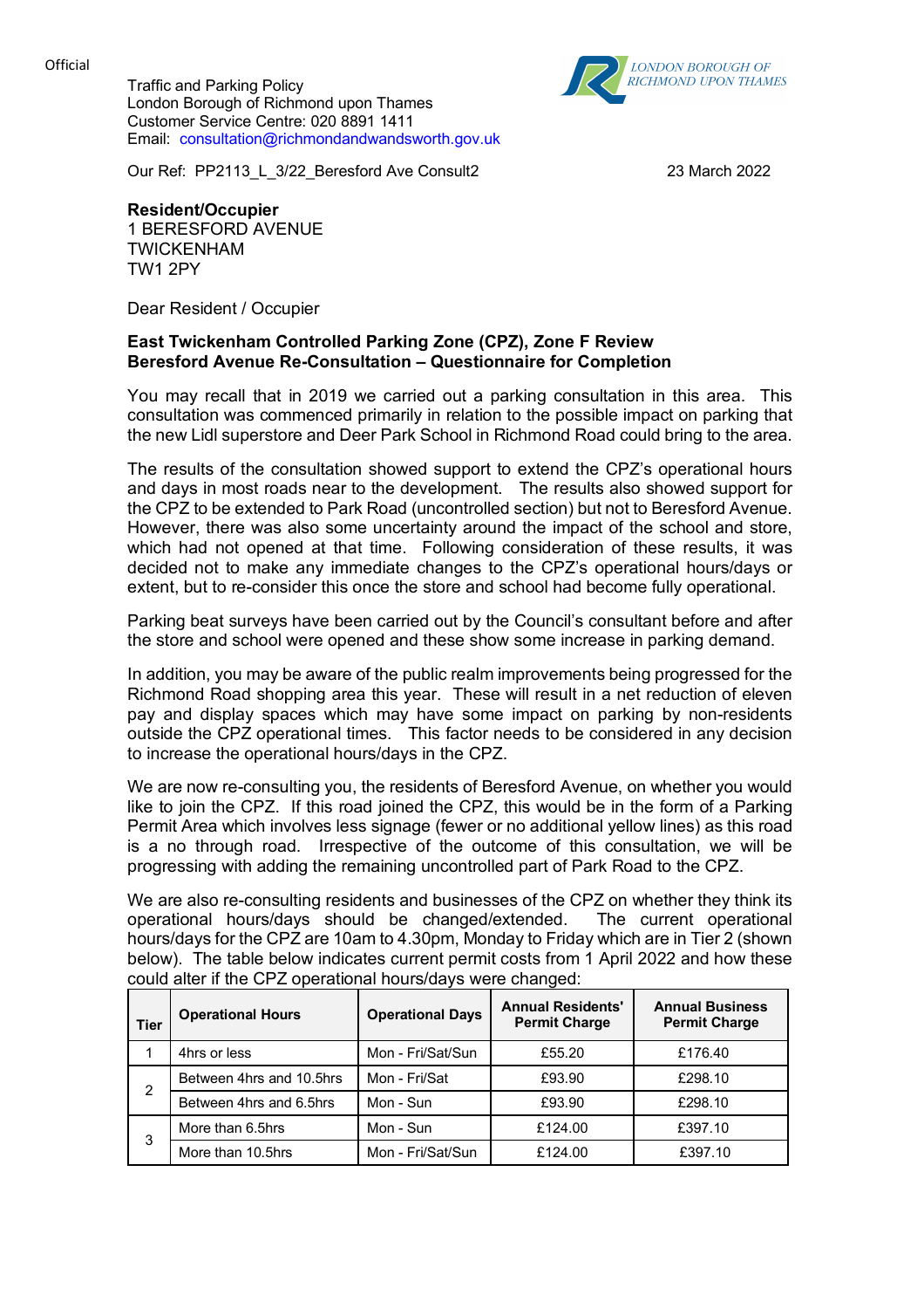Official

Traffic and Parking Policy
London Borough of Richmond upon Thames
Customer Service Centre: 020 8891 1411
Email: consultation@richmondandwandsworth.gov.uk

LONDON BOROUGH OF RICHMOND UPON THAMES

Our Ref: PP2113_L_3/22_Beresford Ave Consult2

23 March 2022

**Resident/Occupier**
1 BERESFORD AVENUE
TWICKENHAM
TW1 2PY

Dear Resident / Occupier

**East Twickenham Controlled Parking Zone (CPZ), Zone F Review**
**Beresford Avenue Re-Consultation – Questionnaire for Completion**

You may recall that in 2019 we carried out a parking consultation in this area. This consultation was commenced primarily in relation to the possible impact on parking that the new Lidl superstore and Deer Park School in Richmond Road could bring to the area.

The results of the consultation showed support to extend the CPZ's operational hours and days in most roads near to the development. The results also showed support for the CPZ to be extended to Park Road (uncontrolled section) but not to Beresford Avenue. However, there was also some uncertainty around the impact of the school and store, which had not opened at that time. Following consideration of these results, it was decided not to make any immediate changes to the CPZ's operational hours/days or extent, but to re-consider this once the store and school had become fully operational.

Parking beat surveys have been carried out by the Council's consultant before and after the store and school were opened and these show some increase in parking demand.

In addition, you may be aware of the public realm improvements being progressed for the Richmond Road shopping area this year. These will result in a net reduction of eleven pay and display spaces which may have some impact on parking by non-residents outside the CPZ operational times. This factor needs to be considered in any decision to increase the operational hours/days in the CPZ.

We are now re-consulting you, the residents of Beresford Avenue, on whether you would like to join the CPZ. If this road joined the CPZ, this would be in the form of a Parking Permit Area which involves less signage (fewer or no additional yellow lines) as this road is a no through road. Irrespective of the outcome of this consultation, we will be progressing with adding the remaining uncontrolled part of Park Road to the CPZ.

We are also re-consulting residents and businesses of the CPZ on whether they think its operational hours/days should be changed/extended. The current operational hours/days for the CPZ are 10am to 4.30pm, Monday to Friday which are in Tier 2 (shown below). The table below indicates current permit costs from 1 April 2022 and how these could alter if the CPZ operational hours/days were changed:

| Tier | Operational Hours | Operational Days | Annual Residents' Permit Charge | Annual Business Permit Charge |
|---|---|---|---|---|
| 1 | 4hrs or less | Mon - Fri/Sat/Sun | £55.20 | £176.40 |
| 2 | Between 4hrs and 10.5hrs | Mon - Fri/Sat | £93.90 | £298.10 |
| | Between 4hrs and 6.5hrs | Mon - Sun | £93.90 | £298.10 |
| 3 | More than 6.5hrs | Mon - Sun | £124.00 | £397.10 |
| | More than 10.5hrs | Mon - Fri/Sat/Sun | £124.00 | £397.10 |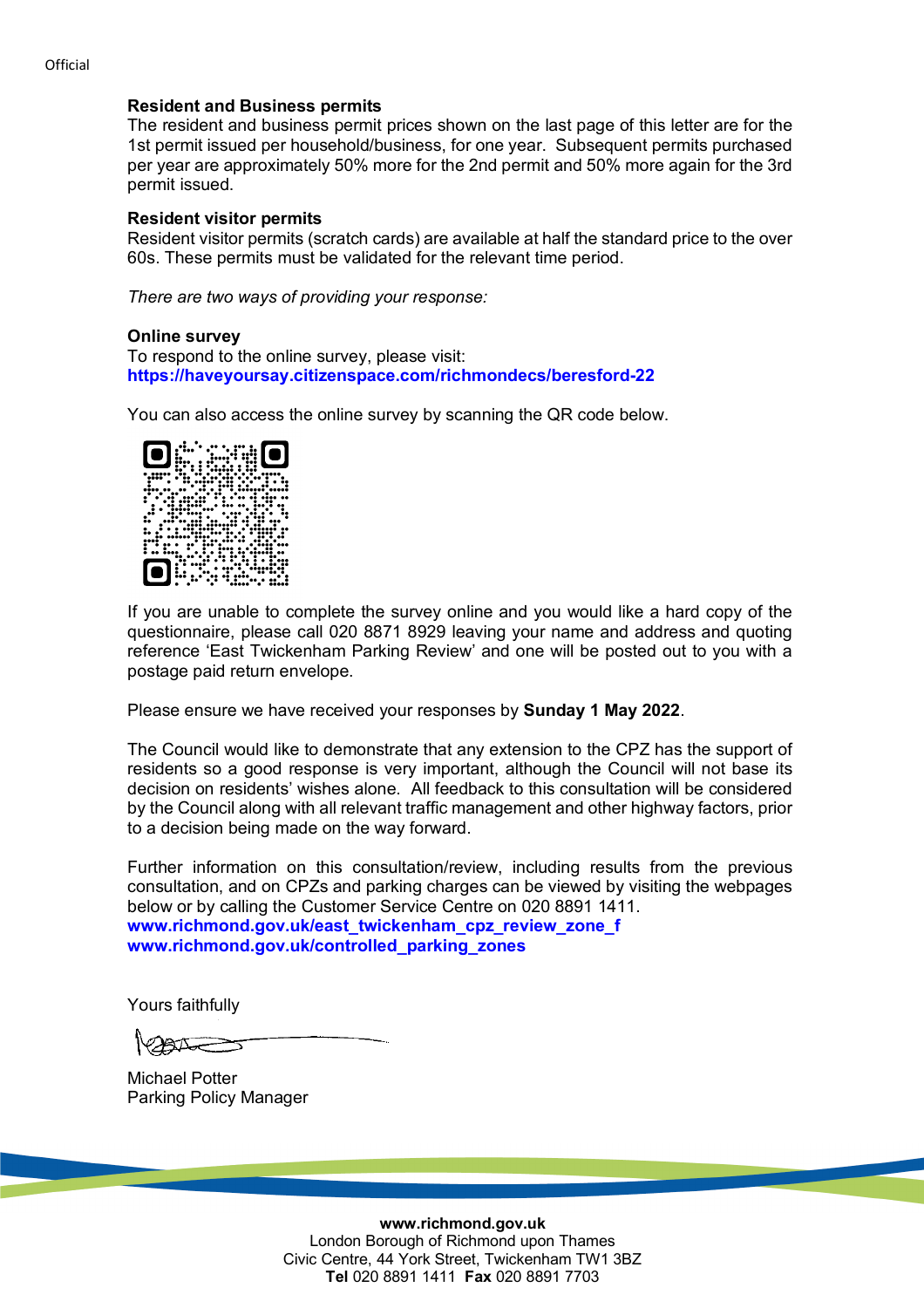**Resident and Business permits**
The resident and business permit prices shown on the last page of this letter are for the 1st permit issued per household/business, for one year. Subsequent permits purchased per year are approximately 50% more for the 2nd permit and 50% more again for the 3rd permit issued.

**Resident visitor permits**
Resident visitor permits (scratch cards) are available at half the standard price to the over 60s. These permits must be validated for the relevant time period.

*There are two ways of providing your response:*

**Online survey**
To respond to the online survey, please visit:
**https://haveyoursay.citizenspace.com/richmondecs/beresford-22**

You can also access the online survey by scanning the QR code below.

If you are unable to complete the survey online and you would like a hard copy of the questionnaire, please call 020 8871 8929 leaving your name and address and quoting reference 'East Twickenham Parking Review' and one will be posted out to you with a postage paid return envelope.

Please ensure we have received your responses by **Sunday 1 May 2022**.

The Council would like to demonstrate that any extension to the CPZ has the support of residents so a good response is very important, although the Council will not base its decision on residents' wishes alone. All feedback to this consultation will be considered by the Council along with all relevant traffic management and other highway factors, prior to a decision being made on the way forward.

Further information on this consultation/review, including results from the previous consultation, and on CPZs and parking charges can be viewed by visiting the webpages below or by calling the Customer Service Centre on 020 8891 1411.
**www.richmond.gov.uk/east_twickenham_cpz_review_zone_f**
**www.richmond.gov.uk/controlled_parking_zones**

Yours faithfully

Michael Potter
Parking Policy Manager

**www.richmond.gov.uk**
London Borough of Richmond upon Thames
Civic Centre, 44 York Street, Twickenham TW1 3BZ
**Tel** 020 8891 1411 **Fax** 020 8891 7703